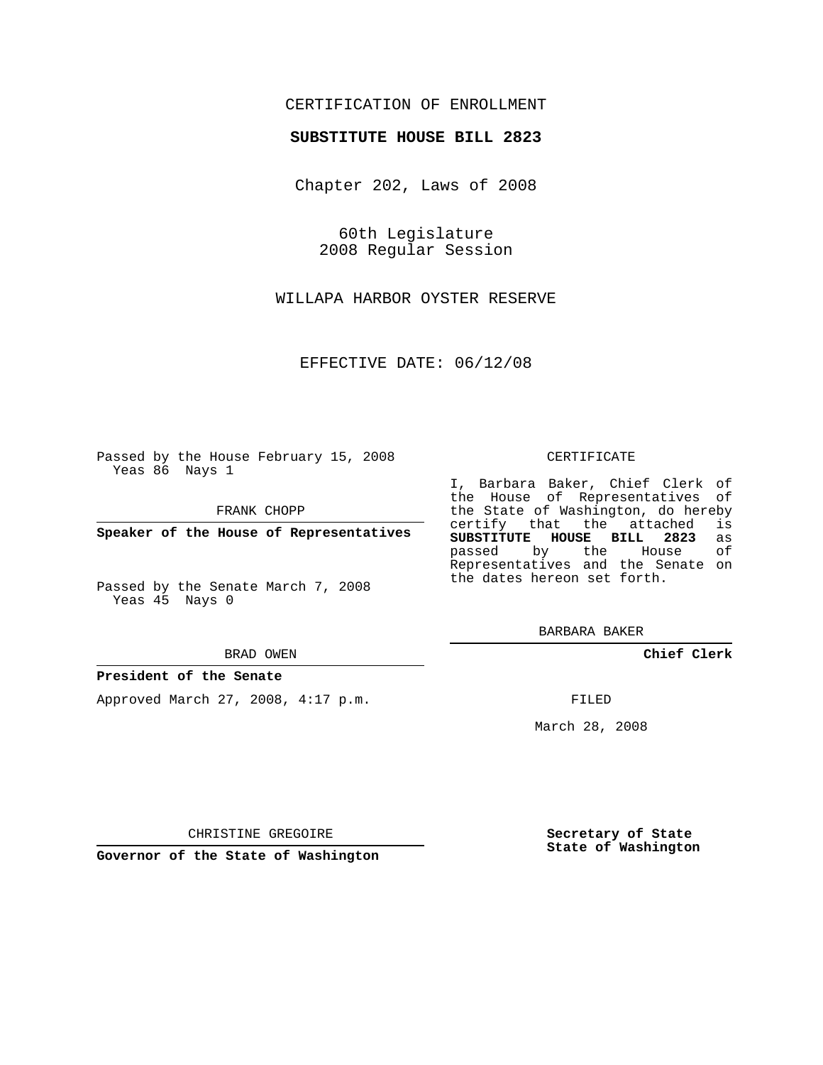CERTIFICATION OF ENROLLMENT

**SUBSTITUTE HOUSE BILL 2823**

Chapter 202, Laws of 2008

60th Legislature
2008 Regular Session

WILLAPA HARBOR OYSTER RESERVE

EFFECTIVE DATE: 06/12/08

Passed by the House February 15, 2008
Yeas 86 Nays 1

FRANK CHOPP

**Speaker of the House of Representatives**

Passed by the Senate March 7, 2008
Yeas 45 Nays 0

BRAD OWEN

**President of the Senate**

Approved March 27, 2008, 4:17 p.m.

CHRISTINE GREGOIRE

**Governor of the State of Washington**

CERTIFICATE

I, Barbara Baker, Chief Clerk of the House of Representatives of the State of Washington, do hereby certify that the attached is **SUBSTITUTE HOUSE BILL 2823** as passed by the House of Representatives and the Senate on the dates hereon set forth.

BARBARA BAKER

**Chief Clerk**

FILED

March 28, 2008

**Secretary of State**
**State of Washington**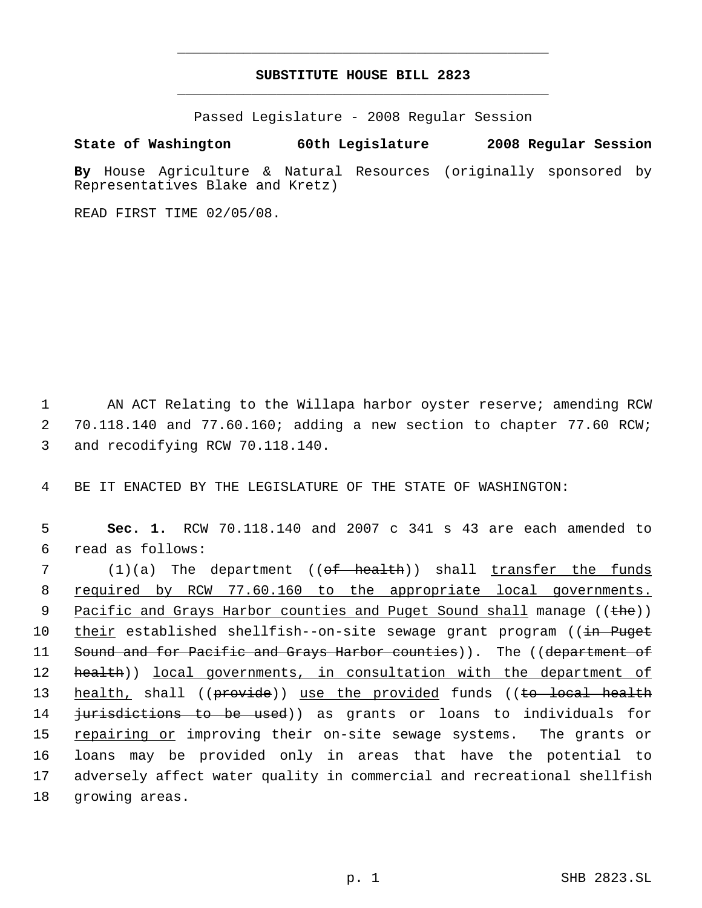# SUBSTITUTE HOUSE BILL 2823

Passed Legislature - 2008 Regular Session

**State of Washington 60th Legislature 2008 Regular Session**

**By** House Agriculture & Natural Resources (originally sponsored by Representatives Blake and Kretz)

READ FIRST TIME 02/05/08.

AN ACT Relating to the Willapa harbor oyster reserve; amending RCW 70.118.140 and 77.60.160; adding a new section to chapter 77.60 RCW; and recodifying RCW 70.118.140.

BE IT ENACTED BY THE LEGISLATURE OF THE STATE OF WASHINGTON:

**Sec. 1.** RCW 70.118.140 and 2007 c 341 s 43 are each amended to read as follows:

(1)(a) The department ((~~of health~~)) shall transfer the funds required by RCW 77.60.160 to the appropriate local governments. Pacific and Grays Harbor counties and Puget Sound shall manage ((~~the~~)) their established shellfish--on-site sewage grant program ((~~in Puget Sound and for Pacific and Grays Harbor counties~~)). The ((~~department of health~~)) local governments, in consultation with the department of health, shall ((~~provide~~)) use the provided funds ((~~to local health jurisdictions to be used~~)) as grants or loans to individuals for repairing or improving their on-site sewage systems. The grants or loans may be provided only in areas that have the potential to adversely affect water quality in commercial and recreational shellfish growing areas.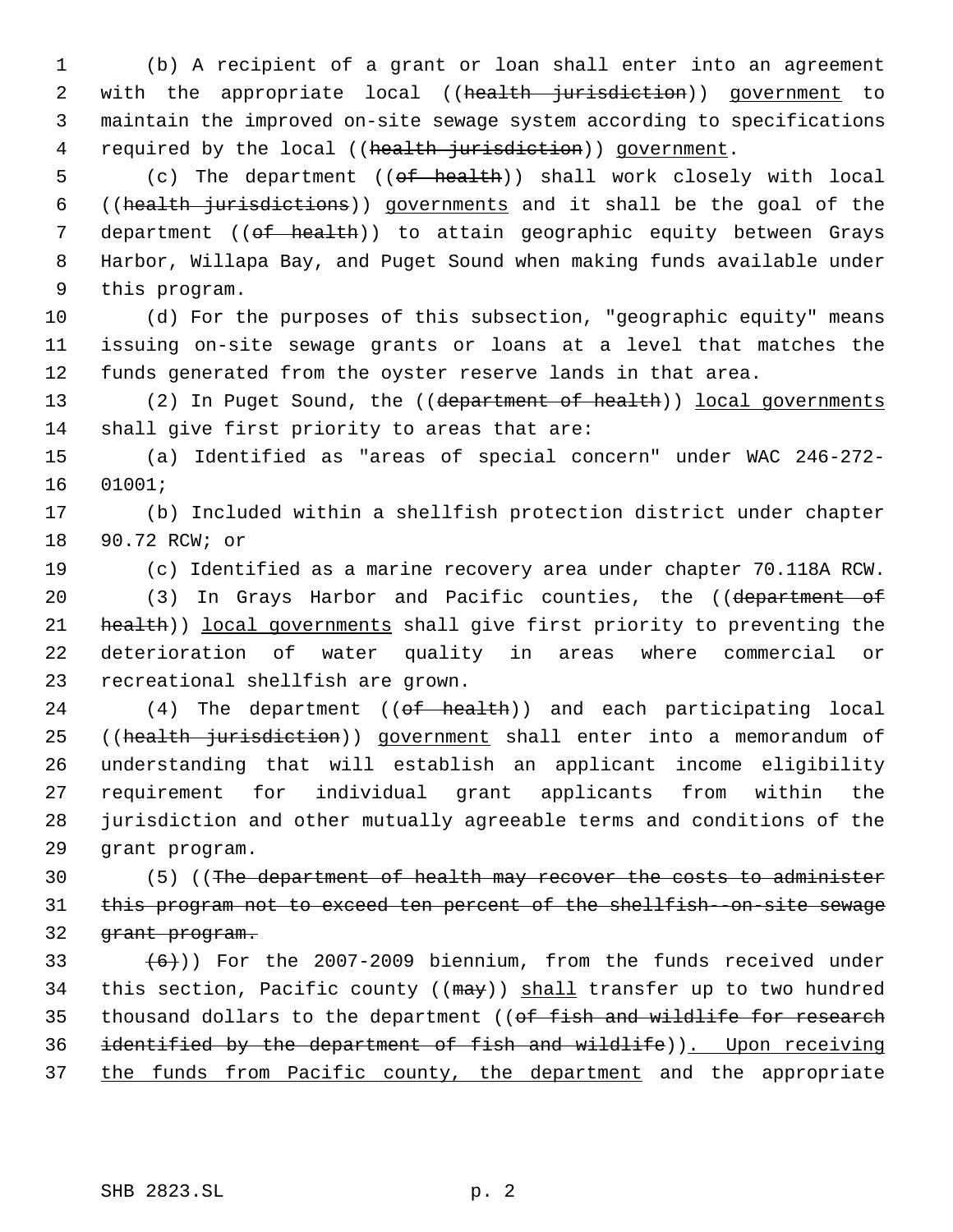(b) A recipient of a grant or loan shall enter into an agreement with the appropriate local ((~~health jurisdiction~~)) <u>government</u> to maintain the improved on-site sewage system according to specifications required by the local ((~~health jurisdiction~~)) <u>government</u>.

(c) The department ((~~of health~~)) shall work closely with local ((~~health jurisdictions~~)) <u>governments</u> and it shall be the goal of the department ((~~of health~~)) to attain geographic equity between Grays Harbor, Willapa Bay, and Puget Sound when making funds available under this program.

(d) For the purposes of this subsection, "geographic equity" means issuing on-site sewage grants or loans at a level that matches the funds generated from the oyster reserve lands in that area.

(2) In Puget Sound, the ((~~department of health~~)) <u>local governments</u> shall give first priority to areas that are:

(a) Identified as "areas of special concern" under WAC 246-272-01001;

(b) Included within a shellfish protection district under chapter 90.72 RCW; or

(c) Identified as a marine recovery area under chapter 70.118A RCW.

(3) In Grays Harbor and Pacific counties, the ((~~department of health~~)) <u>local governments</u> shall give first priority to preventing the deterioration of water quality in areas where commercial or recreational shellfish are grown.

(4) The department ((~~of health~~)) and each participating local ((~~health jurisdiction~~)) <u>government</u> shall enter into a memorandum of understanding that will establish an applicant income eligibility requirement for individual grant applicants from within the jurisdiction and other mutually agreeable terms and conditions of the grant program.

(5) ((~~The department of health may recover the costs to administer this program not to exceed ten percent of the shellfish--on-site sewage grant program.~~

~~(6)~~)) For the 2007-2009 biennium, from the funds received under this section, Pacific county ((~~may~~)) <u>shall</u> transfer up to two hundred thousand dollars to the department ((~~of fish and wildlife for research identified by the department of fish and wildlife~~))<u>. Upon receiving the funds from Pacific county, the department</u> and the appropriate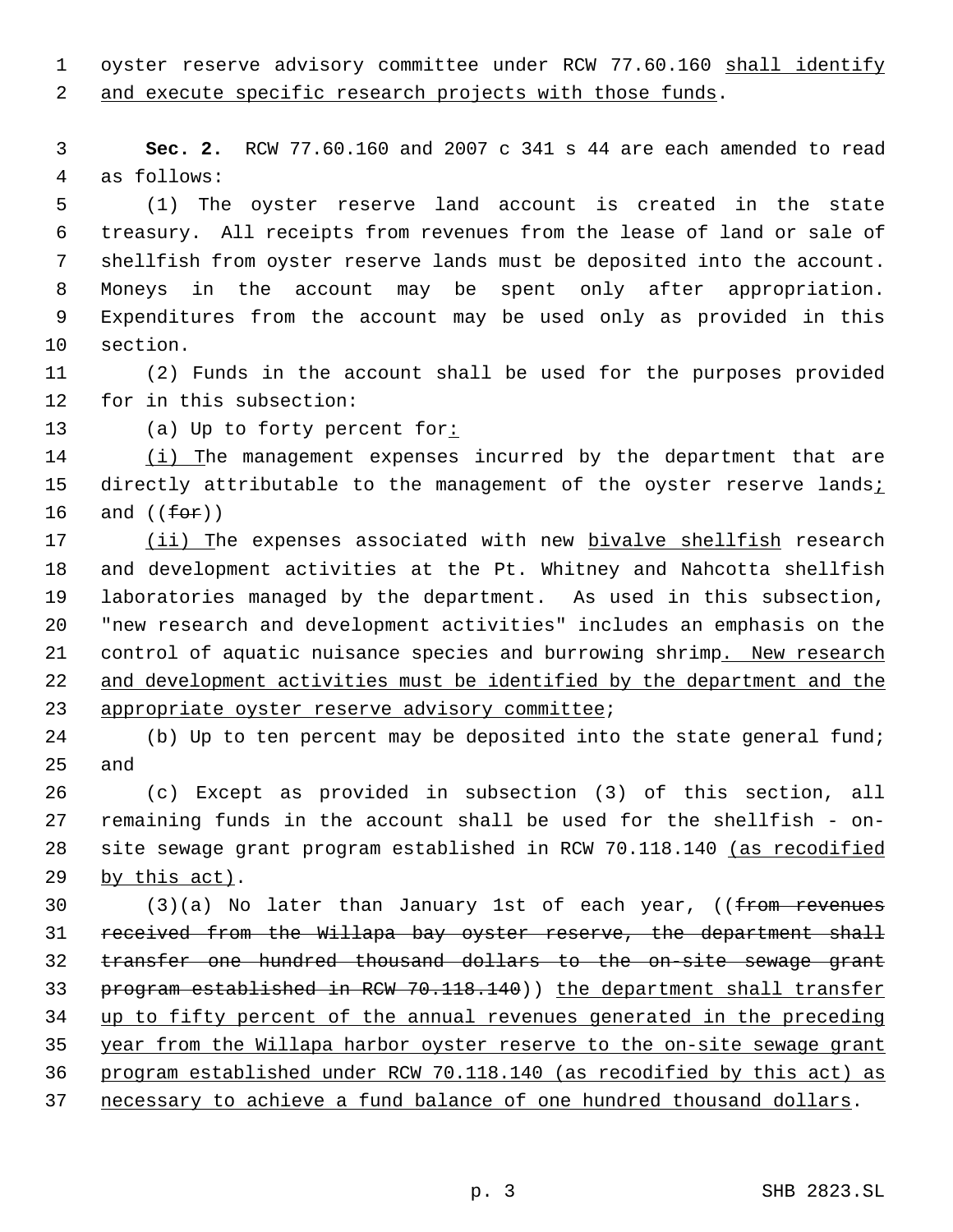oyster reserve advisory committee under RCW 77.60.160 shall identify and execute specific research projects with those funds.

**Sec. 2.** RCW 77.60.160 and 2007 c 341 s 44 are each amended to read as follows:

(1) The oyster reserve land account is created in the state treasury. All receipts from revenues from the lease of land or sale of shellfish from oyster reserve lands must be deposited into the account. Moneys in the account may be spent only after appropriation. Expenditures from the account may be used only as provided in this section.

(2) Funds in the account shall be used for the purposes provided for in this subsection:

(a) Up to forty percent for:

(i) The management expenses incurred by the department that are directly attributable to the management of the oyster reserve lands; and ((for))

(ii) The expenses associated with new bivalve shellfish research and development activities at the Pt. Whitney and Nahcotta shellfish laboratories managed by the department. As used in this subsection, "new research and development activities" includes an emphasis on the control of aquatic nuisance species and burrowing shrimp. New research and development activities must be identified by the department and the appropriate oyster reserve advisory committee;

(b) Up to ten percent may be deposited into the state general fund; and

(c) Except as provided in subsection (3) of this section, all remaining funds in the account shall be used for the shellfish - on-site sewage grant program established in RCW 70.118.140 (as recodified by this act).

(3)(a) No later than January 1st of each year, ((~~from revenues received from the Willapa bay oyster reserve, the department shall transfer one hundred thousand dollars to the on-site sewage grant program established in RCW 70.118.140~~)) the department shall transfer up to fifty percent of the annual revenues generated in the preceding year from the Willapa harbor oyster reserve to the on-site sewage grant program established under RCW 70.118.140 (as recodified by this act) as necessary to achieve a fund balance of one hundred thousand dollars.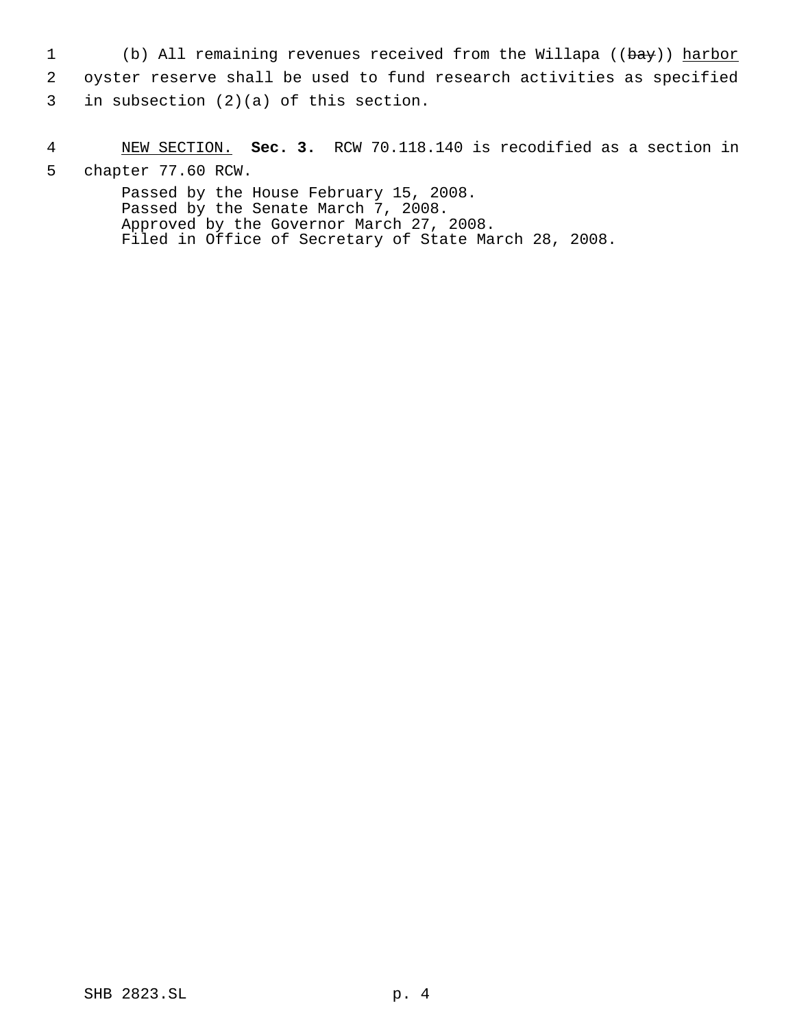(b) All remaining revenues received from the Willapa ((~~bay~~)) harbor oyster reserve shall be used to fund research activities as specified in subsection (2)(a) of this section.

NEW SECTION. **Sec. 3.** RCW 70.118.140 is recodified as a section in chapter 77.60 RCW.

Passed by the House February 15, 2008.
Passed by the Senate March 7, 2008.
Approved by the Governor March 27, 2008.
Filed in Office of Secretary of State March 28, 2008.